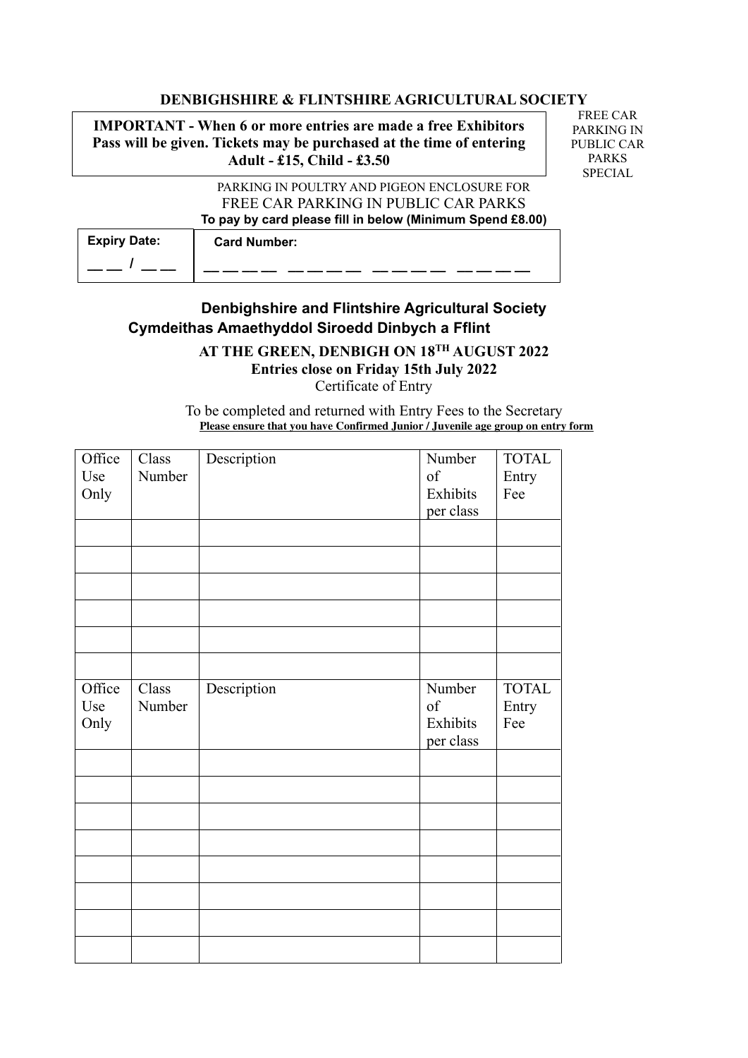**DENBIGHSHIRE & FLINTSHIRE AGRICULTURAL SOCIETY**

**IMPORTANT - When 6 or more entries are made a free Exhibitors Pass will be given. Tickets may be purchased at the time of entering Adult - £15, Child - £3.50**

FREE CAR PARKING IN PUBLIC CAR PARKS SPECIAL

PARKING IN POULTRY AND PIGEON ENCLOSURE FOR FREE CAR PARKING IN PUBLIC CAR PARKS

**To pay by card please fill in below (Minimum Spend £8.00)**

| **Expiry Date:** | **Card Number:** |
|---|---|
| __ __ / __ __ | __ __ __ __ &nbsp; __ __ __ __ &nbsp; __ __ __ __ &nbsp; __ __ __ __ |

## Denbighshire and Flintshire Agricultural Society
## Cymdeithas Amaethyddol Siroedd Dinbych a Fflint

**AT THE GREEN, DENBIGH ON 18TH AUGUST 2022**

**Entries close on Friday 15th July 2022**

Certificate of Entry

To be completed and returned with Entry Fees to the Secretary

**Please ensure that you have Confirmed Junior / Juvenile age group on entry form**

| Office Use Only | Class Number | Description | Number of Exhibits per class | TOTAL Entry Fee |
|---|---|---|---|---|
| | | | | |
| | | | | |
| | | | | |
| | | | | |
| | | | | |
| | | | | |

| Office Use Only | Class Number | Description | Number of Exhibits per class | TOTAL Entry Fee |
|---|---|---|---|---|
| | | | | |
| | | | | |
| | | | | |
| | | | | |
| | | | | |
| | | | | |
| | | | | |
| | | | | |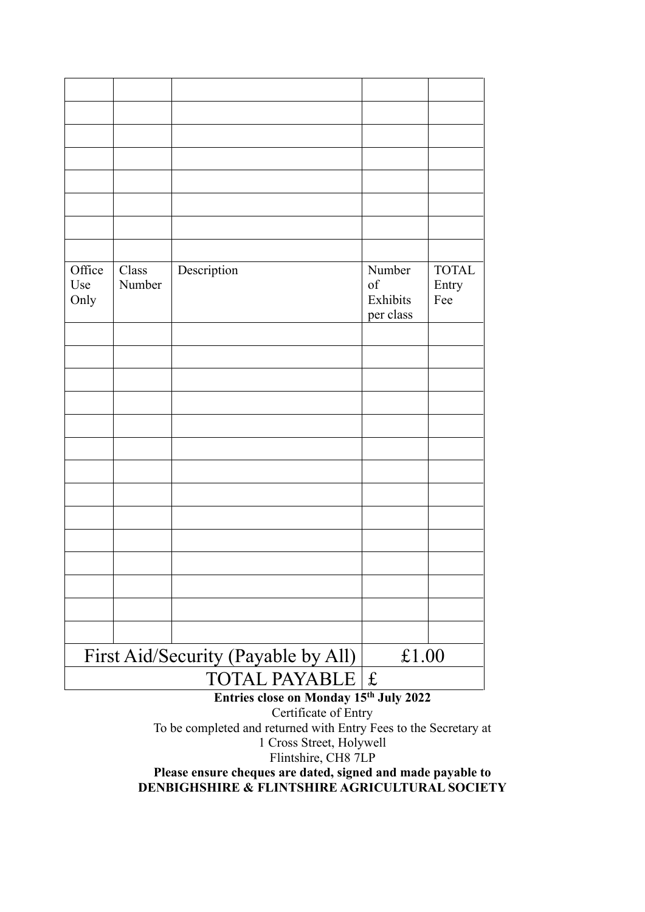| | | | | |
|---|---|---|---|---|
| | | | | |
| | | | | |
| | | | | |
| | | | | |
| | | | | |
| | | | | |
| | | | | |
| | | | | |
| Office Use Only | Class Number | Description | Number of Exhibits per class | TOTAL Entry Fee |
| | | | | |
| | | | | |
| | | | | |
| | | | | |
| | | | | |
| | | | | |
| | | | | |
| | | | | |
| | | | | |
| | | | | |
| | | | | |
| | | | | |
| | | | | |
| | | | | |
| First Aid/Security (Payable by All) | | | £1.00 | |
| TOTAL PAYABLE | | | £ | |

**Entries close on Monday 15th July 2022**

Certificate of Entry

To be completed and returned with Entry Fees to the Secretary at

1 Cross Street, Holywell

Flintshire, CH8 7LP

**Please ensure cheques are dated, signed and made payable to**

**DENBIGHSHIRE & FLINTSHIRE AGRICULTURAL SOCIETY**